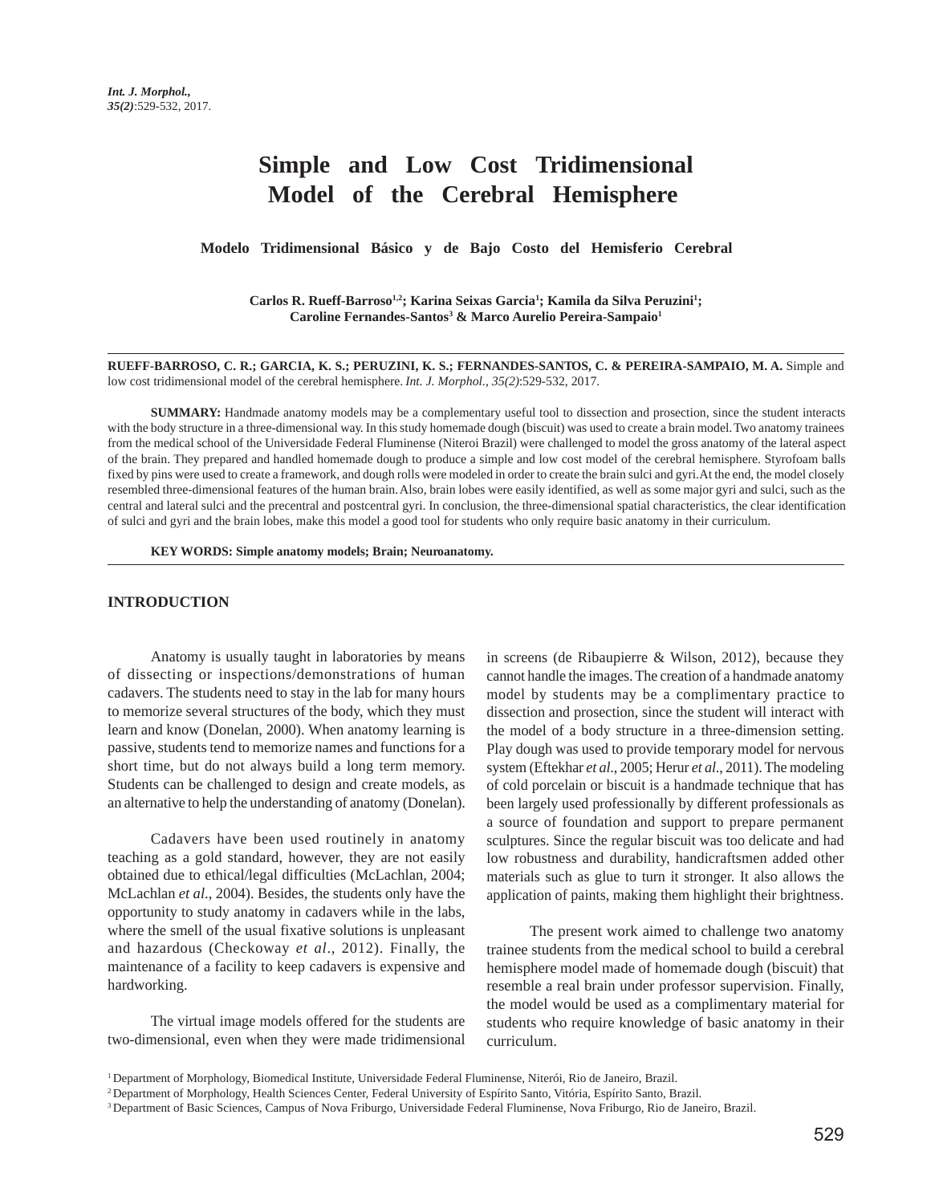# Simple and Low Cost Tridimensional Model of the Cerebral Hemisphere

## Modelo Tridimensional Básico y de Bajo Costo del Hemisferio Cerebral

**Carlos R. Rueff-Barroso[1,2]; Karina Seixas Garcia[1]; Kamila da Silva Peruzini[1]; Caroline Fernandes-Santos[3] & Marco Aurelio Pereira-Sampaio[1]**

**RUEFF-BARROSO, C. R.; GARCIA, K. S.; PERUZINI, K. S.; FERNANDES-SANTOS, C. & PEREIRA-SAMPAIO, M. A.** Simple and low cost tridimensional model of the cerebral hemisphere. *Int. J. Morphol., 35(2)*:529-532, 2017.

**SUMMARY:** Handmade anatomy models may be a complementary useful tool to dissection and prosection, since the student interacts with the body structure in a three-dimensional way. In this study homemade dough (biscuit) was used to create a brain model. Two anatomy trainees from the medical school of the Universidade Federal Fluminense (Niteroi Brazil) were challenged to model the gross anatomy of the lateral aspect of the brain. They prepared and handled homemade dough to produce a simple and low cost model of the cerebral hemisphere. Styrofoam balls fixed by pins were used to create a framework, and dough rolls were modeled in order to create the brain sulci and gyri. At the end, the model closely resembled three-dimensional features of the human brain. Also, brain lobes were easily identified, as well as some major gyri and sulci, such as the central and lateral sulci and the precentral and postcentral gyri. In conclusion, the three-dimensional spatial characteristics, the clear identification of sulci and gyri and the brain lobes, make this model a good tool for students who only require basic anatomy in their curriculum.

**KEY WORDS: Simple anatomy models; Brain; Neuroanatomy.**

## INTRODUCTION

Anatomy is usually taught in laboratories by means of dissecting or inspections/demonstrations of human cadavers. The students need to stay in the lab for many hours to memorize several structures of the body, which they must learn and know (Donelan, 2000). When anatomy learning is passive, students tend to memorize names and functions for a short time, but do not always build a long term memory. Students can be challenged to design and create models, as an alternative to help the understanding of anatomy (Donelan).

Cadavers have been used routinely in anatomy teaching as a gold standard, however, they are not easily obtained due to ethical/legal difficulties (McLachlan, 2004; McLachlan *et al*., 2004). Besides, the students only have the opportunity to study anatomy in cadavers while in the labs, where the smell of the usual fixative solutions is unpleasant and hazardous (Checkoway *et al*., 2012). Finally, the maintenance of a facility to keep cadavers is expensive and hardworking.

The virtual image models offered for the students are two-dimensional, even when they were made tridimensional in screens (de Ribaupierre & Wilson, 2012), because they cannot handle the images. The creation of a handmade anatomy model by students may be a complimentary practice to dissection and prosection, since the student will interact with the model of a body structure in a three-dimension setting. Play dough was used to provide temporary model for nervous system (Eftekhar *et al*., 2005; Herur *et al*., 2011). The modeling of cold porcelain or biscuit is a handmade technique that has been largely used professionally by different professionals as a source of foundation and support to prepare permanent sculptures. Since the regular biscuit was too delicate and had low robustness and durability, handicraftsmen added other materials such as glue to turn it stronger. It also allows the application of paints, making them highlight their brightness.

The present work aimed to challenge two anatomy trainee students from the medical school to build a cerebral hemisphere model made of homemade dough (biscuit) that resemble a real brain under professor supervision. Finally, the model would be used as a complimentary material for students who require knowledge of basic anatomy in their curriculum.

[1] Department of Morphology, Biomedical Institute, Universidade Federal Fluminense, Niterói, Rio de Janeiro, Brazil.
[2] Department of Morphology, Health Sciences Center, Federal University of Espírito Santo, Vitória, Espírito Santo, Brazil.
[3] Department of Basic Sciences, Campus of Nova Friburgo, Universidade Federal Fluminense, Nova Friburgo, Rio de Janeiro, Brazil.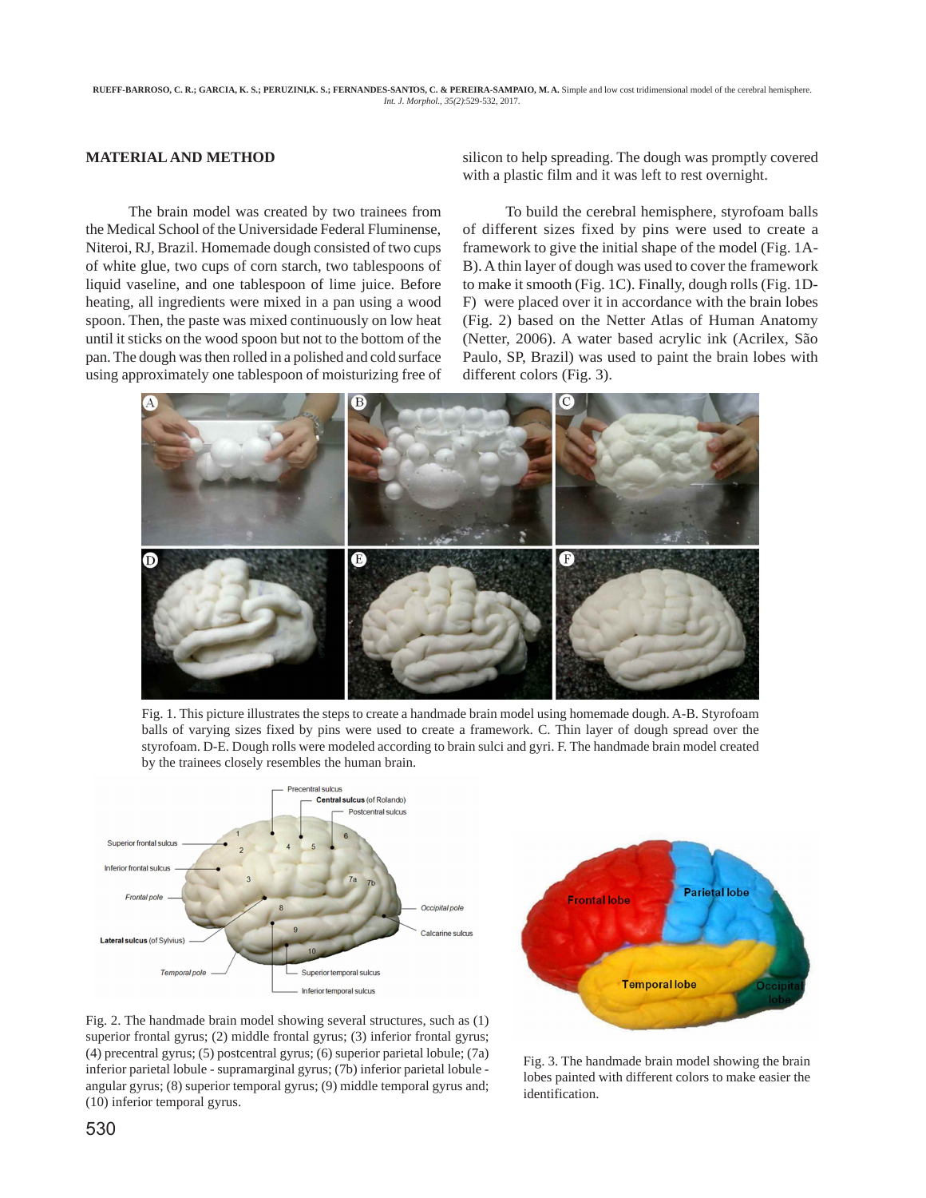## MATERIAL AND METHOD

The brain model was created by two trainees from the Medical School of the Universidade Federal Fluminense, Niteroi, RJ, Brazil. Homemade dough consisted of two cups of white glue, two cups of corn starch, two tablespoons of liquid vaseline, and one tablespoon of lime juice. Before heating, all ingredients were mixed in a pan using a wood spoon. Then, the paste was mixed continuously on low heat until it sticks on the wood spoon but not to the bottom of the pan. The dough was then rolled in a polished and cold surface using approximately one tablespoon of moisturizing free of silicon to help spreading. The dough was promptly covered with a plastic film and it was left to rest overnight.

To build the cerebral hemisphere, styrofoam balls of different sizes fixed by pins were used to create a framework to give the initial shape of the model (Fig. 1A-B). A thin layer of dough was used to cover the framework to make it smooth (Fig. 1C). Finally, dough rolls (Fig. 1D-F) were placed over it in accordance with the brain lobes (Fig. 2) based on the Netter Atlas of Human Anatomy (Netter, 2006). A water based acrylic ink (Acrilex, São Paulo, SP, Brazil) was used to paint the brain lobes with different colors (Fig. 3).

Fig. 1. This picture illustrates the steps to create a handmade brain model using homemade dough. A-B. Styrofoam balls of varying sizes fixed by pins were used to create a framework. C. Thin layer of dough spread over the styrofoam. D-E. Dough rolls were modeled according to brain sulci and gyri. F. The handmade brain model created by the trainees closely resembles the human brain.

Fig. 2. The handmade brain model showing several structures, such as (1) superior frontal gyrus; (2) middle frontal gyrus; (3) inferior frontal gyrus; (4) precentral gyrus; (5) postcentral gyrus; (6) superior parietal lobule; (7a) inferior parietal lobule - supramarginal gyrus; (7b) inferior parietal lobule - angular gyrus; (8) superior temporal gyrus; (9) middle temporal gyrus and; (10) inferior temporal gyrus.

Fig. 3. The handmade brain model showing the brain lobes painted with different colors to make easier the identification.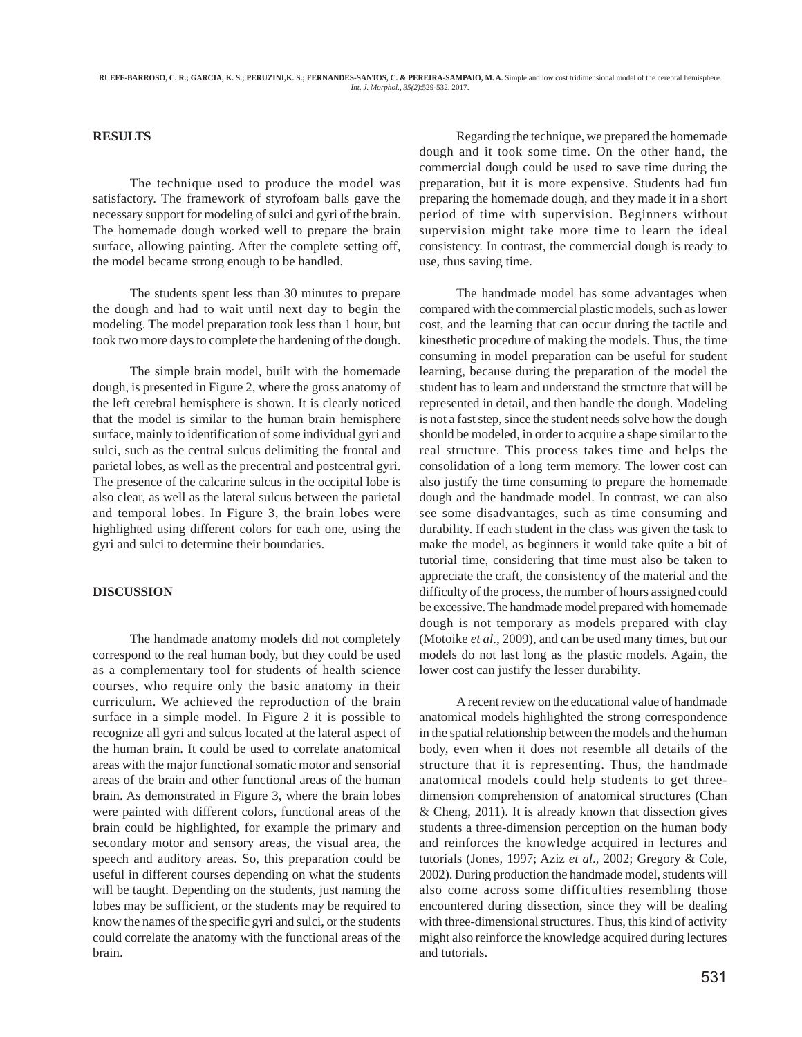## RESULTS

The technique used to produce the model was satisfactory. The framework of styrofoam balls gave the necessary support for modeling of sulci and gyri of the brain. The homemade dough worked well to prepare the brain surface, allowing painting. After the complete setting off, the model became strong enough to be handled.

The students spent less than 30 minutes to prepare the dough and had to wait until next day to begin the modeling. The model preparation took less than 1 hour, but took two more days to complete the hardening of the dough.

The simple brain model, built with the homemade dough, is presented in Figure 2, where the gross anatomy of the left cerebral hemisphere is shown. It is clearly noticed that the model is similar to the human brain hemisphere surface, mainly to identification of some individual gyri and sulci, such as the central sulcus delimiting the frontal and parietal lobes, as well as the precentral and postcentral gyri. The presence of the calcarine sulcus in the occipital lobe is also clear, as well as the lateral sulcus between the parietal and temporal lobes. In Figure 3, the brain lobes were highlighted using different colors for each one, using the gyri and sulci to determine their boundaries.

## DISCUSSION

The handmade anatomy models did not completely correspond to the real human body, but they could be used as a complementary tool for students of health science courses, who require only the basic anatomy in their curriculum. We achieved the reproduction of the brain surface in a simple model. In Figure 2 it is possible to recognize all gyri and sulcus located at the lateral aspect of the human brain. It could be used to correlate anatomical areas with the major functional somatic motor and sensorial areas of the brain and other functional areas of the human brain. As demonstrated in Figure 3, where the brain lobes were painted with different colors, functional areas of the brain could be highlighted, for example the primary and secondary motor and sensory areas, the visual area, the speech and auditory areas. So, this preparation could be useful in different courses depending on what the students will be taught. Depending on the students, just naming the lobes may be sufficient, or the students may be required to know the names of the specific gyri and sulci, or the students could correlate the anatomy with the functional areas of the brain.

Regarding the technique, we prepared the homemade dough and it took some time. On the other hand, the commercial dough could be used to save time during the preparation, but it is more expensive. Students had fun preparing the homemade dough, and they made it in a short period of time with supervision. Beginners without supervision might take more time to learn the ideal consistency. In contrast, the commercial dough is ready to use, thus saving time.

The handmade model has some advantages when compared with the commercial plastic models, such as lower cost, and the learning that can occur during the tactile and kinesthetic procedure of making the models. Thus, the time consuming in model preparation can be useful for student learning, because during the preparation of the model the student has to learn and understand the structure that will be represented in detail, and then handle the dough. Modeling is not a fast step, since the student needs solve how the dough should be modeled, in order to acquire a shape similar to the real structure. This process takes time and helps the consolidation of a long term memory. The lower cost can also justify the time consuming to prepare the homemade dough and the handmade model. In contrast, we can also see some disadvantages, such as time consuming and durability. If each student in the class was given the task to make the model, as beginners it would take quite a bit of tutorial time, considering that time must also be taken to appreciate the craft, the consistency of the material and the difficulty of the process, the number of hours assigned could be excessive. The handmade model prepared with homemade dough is not temporary as models prepared with clay (Motoike *et al*., 2009), and can be used many times, but our models do not last long as the plastic models. Again, the lower cost can justify the lesser durability.

A recent review on the educational value of handmade anatomical models highlighted the strong correspondence in the spatial relationship between the models and the human body, even when it does not resemble all details of the structure that it is representing. Thus, the handmade anatomical models could help students to get three-dimension comprehension of anatomical structures (Chan & Cheng, 2011). It is already known that dissection gives students a three-dimension perception on the human body and reinforces the knowledge acquired in lectures and tutorials (Jones, 1997; Aziz *et al*., 2002; Gregory & Cole, 2002). During production the handmade model, students will also come across some difficulties resembling those encountered during dissection, since they will be dealing with three-dimensional structures. Thus, this kind of activity might also reinforce the knowledge acquired during lectures and tutorials.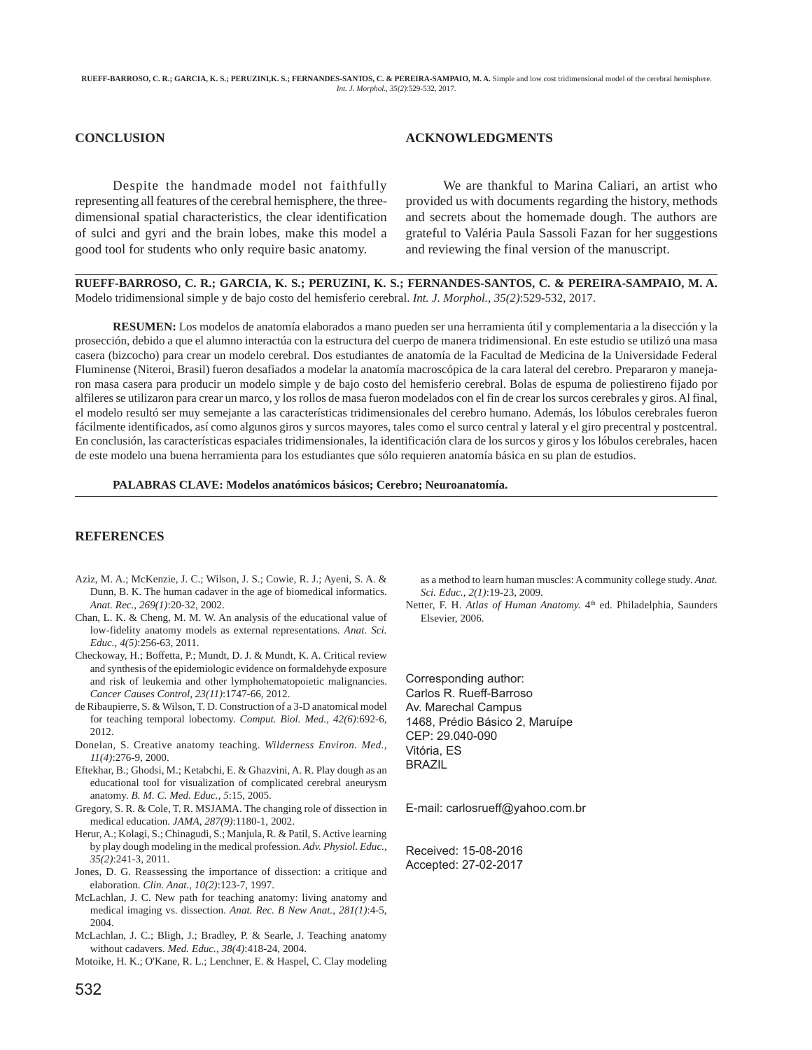## CONCLUSION

Despite the handmade model not faithfully representing all features of the cerebral hemisphere, the three-dimensional spatial characteristics, the clear identification of sulci and gyri and the brain lobes, make this model a good tool for students who only require basic anatomy.

## ACKNOWLEDGMENTS

We are thankful to Marina Caliari, an artist who provided us with documents regarding the history, methods and secrets about the homemade dough. The authors are grateful to Valéria Paula Sassoli Fazan for her suggestions and reviewing the final version of the manuscript.

---

**RUEFF-BARROSO, C. R.; GARCIA, K. S.; PERUZINI, K. S.; FERNANDES-SANTOS, C. & PEREIRA-SAMPAIO, M. A.** Modelo tridimensional simple y de bajo costo del hemisferio cerebral. *Int. J. Morphol., 35(2)*:529-532, 2017.

**RESUMEN:** Los modelos de anatomía elaborados a mano pueden ser una herramienta útil y complementaria a la disección y la prosección, debido a que el alumno interactúa con la estructura del cuerpo de manera tridimensional. En este estudio se utilizó una masa casera (bizcocho) para crear un modelo cerebral. Dos estudiantes de anatomía de la Facultad de Medicina de la Universidade Federal Fluminense (Niteroi, Brasil) fueron desafiados a modelar la anatomía macroscópica de la cara lateral del cerebro. Prepararon y manejaron masa casera para producir un modelo simple y de bajo costo del hemisferio cerebral. Bolas de espuma de poliestireno fijado por alfileres se utilizaron para crear un marco, y los rollos de masa fueron modelados con el fin de crear los surcos cerebrales y giros. Al final, el modelo resultó ser muy semejante a las características tridimensionales del cerebro humano. Además, los lóbulos cerebrales fueron fácilmente identificados, así como algunos giros y surcos mayores, tales como el surco central y lateral y el giro precentral y postcentral. En conclusión, las características espaciales tridimensionales, la identificación clara de los surcos y giros y los lóbulos cerebrales, hacen de este modelo una buena herramienta para los estudiantes que sólo requieren anatomía básica en su plan de estudios.

**PALABRAS CLAVE: Modelos anatómicos básicos; Cerebro; Neuroanatomía.**

---

## REFERENCES

Aziz, M. A.; McKenzie, J. C.; Wilson, J. S.; Cowie, R. J.; Ayeni, S. A. & Dunn, B. K. The human cadaver in the age of biomedical informatics. *Anat. Rec., 269(1)*:20-32, 2002.

Chan, L. K. & Cheng, M. M. W. An analysis of the educational value of low-fidelity anatomy models as external representations. *Anat. Sci. Educ., 4(5)*:256-63, 2011.

Checkoway, H.; Boffetta, P.; Mundt, D. J. & Mundt, K. A. Critical review and synthesis of the epidemiologic evidence on formaldehyde exposure and risk of leukemia and other lymphohematopoietic malignancies. *Cancer Causes Control, 23(11)*:1747-66, 2012.

de Ribaupierre, S. & Wilson, T. D. Construction of a 3-D anatomical model for teaching temporal lobectomy. *Comput. Biol. Med., 42(6)*:692-6, 2012.

Donelan, S. Creative anatomy teaching. *Wilderness Environ. Med., 11(4)*:276-9, 2000.

Eftekhar, B.; Ghodsi, M.; Ketabchi, E. & Ghazvini, A. R. Play dough as an educational tool for visualization of complicated cerebral aneurysm anatomy. *B. M. C. Med. Educ., 5*:15, 2005.

Gregory, S. R. & Cole, T. R. MSJAMA. The changing role of dissection in medical education. *JAMA, 287(9)*:1180-1, 2002.

Herur, A.; Kolagi, S.; Chinagudi, S.; Manjula, R. & Patil, S. Active learning by play dough modeling in the medical profession. *Adv. Physiol. Educ., 35(2)*:241-3, 2011.

Jones, D. G. Reassessing the importance of dissection: a critique and elaboration. *Clin. Anat., 10(2)*:123-7, 1997.

McLachlan, J. C. New path for teaching anatomy: living anatomy and medical imaging vs. dissection. *Anat. Rec. B New Anat., 281(1)*:4-5, 2004.

McLachlan, J. C.; Bligh, J.; Bradley, P. & Searle, J. Teaching anatomy without cadavers. *Med. Educ., 38(4)*:418-24, 2004.

Motoike, H. K.; O'Kane, R. L.; Lenchner, E. & Haspel, C. Clay modeling as a method to learn human muscles: A community college study. *Anat. Sci. Educ., 2(1)*:19-23, 2009.

Netter, F. H. *Atlas of Human Anatomy.* 4th ed. Philadelphia, Saunders Elsevier, 2006.

Corresponding author:
Carlos R. Rueff-Barroso
Av. Marechal Campus
1468, Prédio Básico 2, Maruípe
CEP: 29.040-090
Vitória, ES
BRAZIL

E-mail: carlosrueff@yahoo.com.br

Received: 15-08-2016
Accepted: 27-02-2017